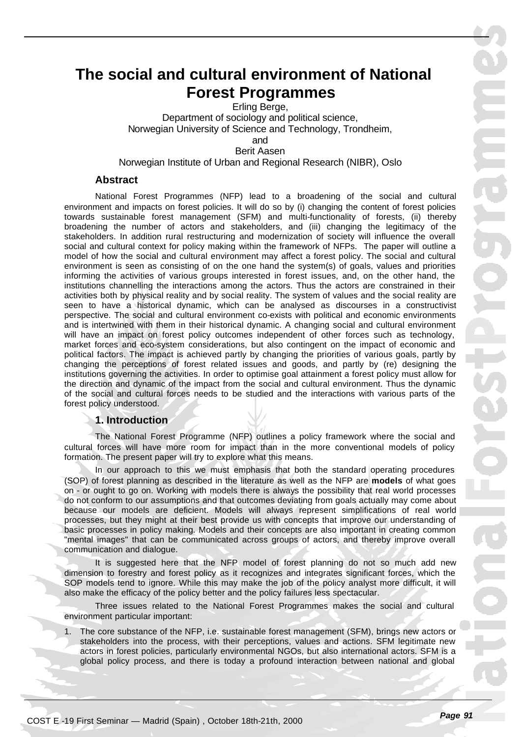# The social and cultural environment of National Forest Programmes

Erling Berge,
Department of sociology and political science,
Norwegian University of Science and Technology, Trondheim,
and
Berit Aasen
Norwegian Institute of Urban and Regional Research (NIBR), Oslo

## Abstract

National Forest Programmes (NFP) lead to a broadening of the social and cultural environment and impacts on forest policies. It will do so by (i) changing the content of forest policies towards sustainable forest management (SFM) and multi-functionality of forests, (ii) thereby broadening the number of actors and stakeholders, and (iii) changing the legitimacy of the stakeholders. In addition rural restructuring and modernization of society will influence the overall social and cultural context for policy making within the framework of NFPs. The paper will outline a model of how the social and cultural environment may affect a forest policy. The social and cultural environment is seen as consisting of on the one hand the system(s) of goals, values and priorities informing the activities of various groups interested in forest issues, and, on the other hand, the institutions channelling the interactions among the actors. Thus the actors are constrained in their activities both by physical reality and by social reality. The system of values and the social reality are seen to have a historical dynamic, which can be analysed as discourses in a constructivist perspective. The social and cultural environment co-exists with political and economic environments and is intertwined with them in their historical dynamic. A changing social and cultural environment will have an impact on forest policy outcomes independent of other forces such as technology, market forces and eco-system considerations, but also contingent on the impact of economic and political factors. The impact is achieved partly by changing the priorities of various goals, partly by changing the perceptions of forest related issues and goods, and partly by (re) designing the institutions governing the activities. In order to optimise goal attainment a forest policy must allow for the direction and dynamic of the impact from the social and cultural environment. Thus the dynamic of the social and cultural forces needs to be studied and the interactions with various parts of the forest policy understood.

## 1. Introduction

The National Forest Programme (NFP) outlines a policy framework where the social and cultural forces will have more room for impact than in the more conventional models of policy formation. The present paper will try to explore what this means.

In our approach to this we must emphasis that both the standard operating procedures (SOP) of forest planning as described in the literature as well as the NFP are **models** of what goes on - or ought to go on. Working with models there is always the possibility that real world processes do not conform to our assumptions and that outcomes deviating from goals actually may come about because our models are deficient. Models will always represent simplifications of real world processes, but they might at their best provide us with concepts that improve our understanding of basic processes in policy making. Models and their concepts are also important in creating common "mental images" that can be communicated across groups of actors, and thereby improve overall communication and dialogue.

It is suggested here that the NFP model of forest planning do not so much add new dimension to forestry and forest policy as it recognizes and integrates significant forces, which the SOP models tend to ignore. While this may make the job of the policy analyst more difficult, it will also make the efficacy of the policy better and the policy failures less spectacular.

Three issues related to the National Forest Programmes makes the social and cultural environment particular important:

1. The core substance of the NFP, i.e. sustainable forest management (SFM), brings new actors or stakeholders into the process, with their perceptions, values and actions. SFM legitimate new actors in forest policies, particularly environmental NGOs, but also international actors. SFM is a global policy process, and there is today a profound interaction between national and global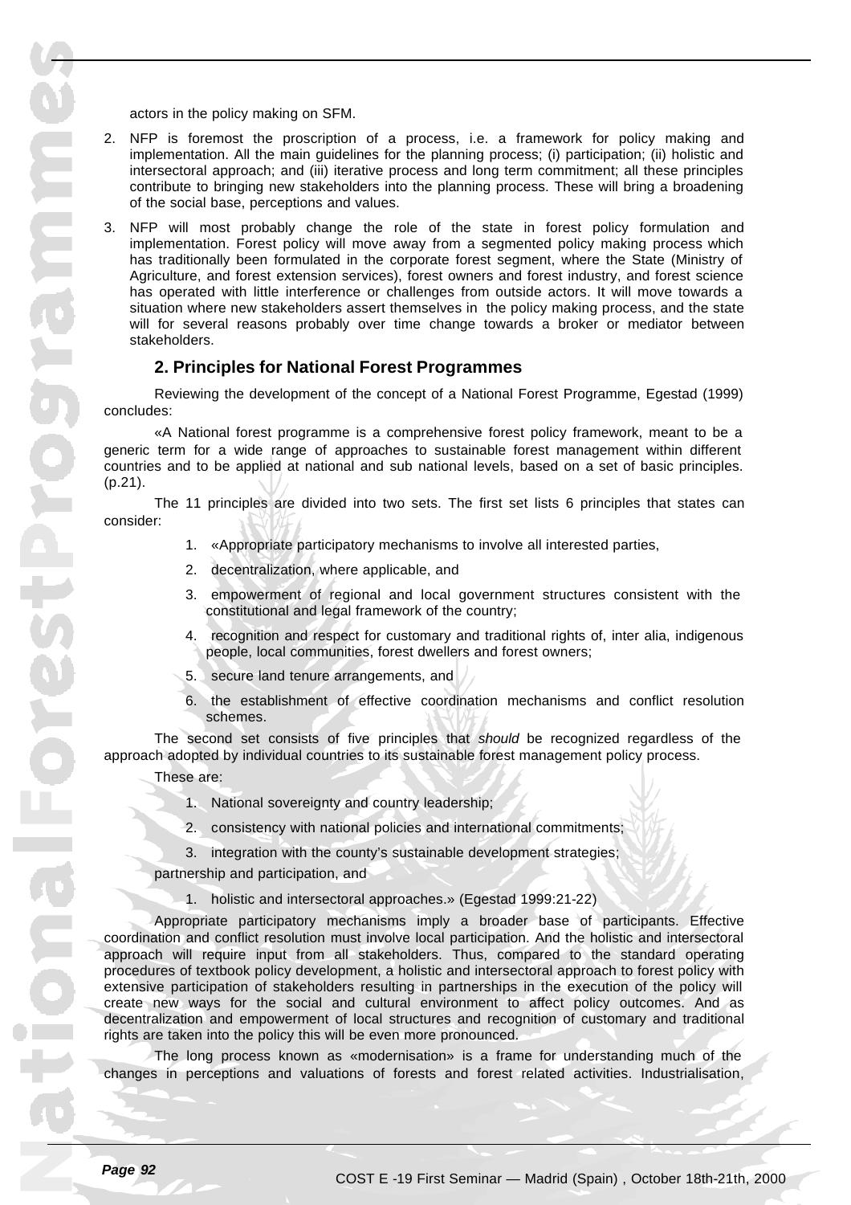actors in the policy making on SFM.

2. NFP is foremost the proscription of a process, i.e. a framework for policy making and implementation. All the main guidelines for the planning process; (i) participation; (ii) holistic and intersectoral approach; and (iii) iterative process and long term commitment; all these principles contribute to bringing new stakeholders into the planning process. These will bring a broadening of the social base, perceptions and values.

3. NFP will most probably change the role of the state in forest policy formulation and implementation. Forest policy will move away from a segmented policy making process which has traditionally been formulated in the corporate forest segment, where the State (Ministry of Agriculture, and forest extension services), forest owners and forest industry, and forest science has operated with little interference or challenges from outside actors. It will move towards a situation where new stakeholders assert themselves in the policy making process, and the state will for several reasons probably over time change towards a broker or mediator between stakeholders.

## 2. Principles for National Forest Programmes

Reviewing the development of the concept of a National Forest Programme, Egestad (1999) concludes:

«A National forest programme is a comprehensive forest policy framework, meant to be a generic term for a wide range of approaches to sustainable forest management within different countries and to be applied at national and sub national levels, based on a set of basic principles. (p.21).

The 11 principles are divided into two sets. The first set lists 6 principles that states can consider:

1. «Appropriate participatory mechanisms to involve all interested parties,
2. decentralization, where applicable, and
3. empowerment of regional and local government structures consistent with the constitutional and legal framework of the country;
4. recognition and respect for customary and traditional rights of, inter alia, indigenous people, local communities, forest dwellers and forest owners;
5. secure land tenure arrangements, and
6. the establishment of effective coordination mechanisms and conflict resolution schemes.

The second set consists of five principles that *should* be recognized regardless of the approach adopted by individual countries to its sustainable forest management policy process.

These are:

1. National sovereignty and country leadership;
2. consistency with national policies and international commitments;
3. integration with the county's sustainable development strategies;

partnership and participation, and

1. holistic and intersectoral approaches.» (Egestad 1999:21-22)

Appropriate participatory mechanisms imply a broader base of participants. Effective coordination and conflict resolution must involve local participation. And the holistic and intersectoral approach will require input from all stakeholders. Thus, compared to the standard operating procedures of textbook policy development, a holistic and intersectoral approach to forest policy with extensive participation of stakeholders resulting in partnerships in the execution of the policy will create new ways for the social and cultural environment to affect policy outcomes. And as decentralization and empowerment of local structures and recognition of customary and traditional rights are taken into the policy this will be even more pronounced.

The long process known as «modernisation» is a frame for understanding much of the changes in perceptions and valuations of forests and forest related activities. Industrialisation,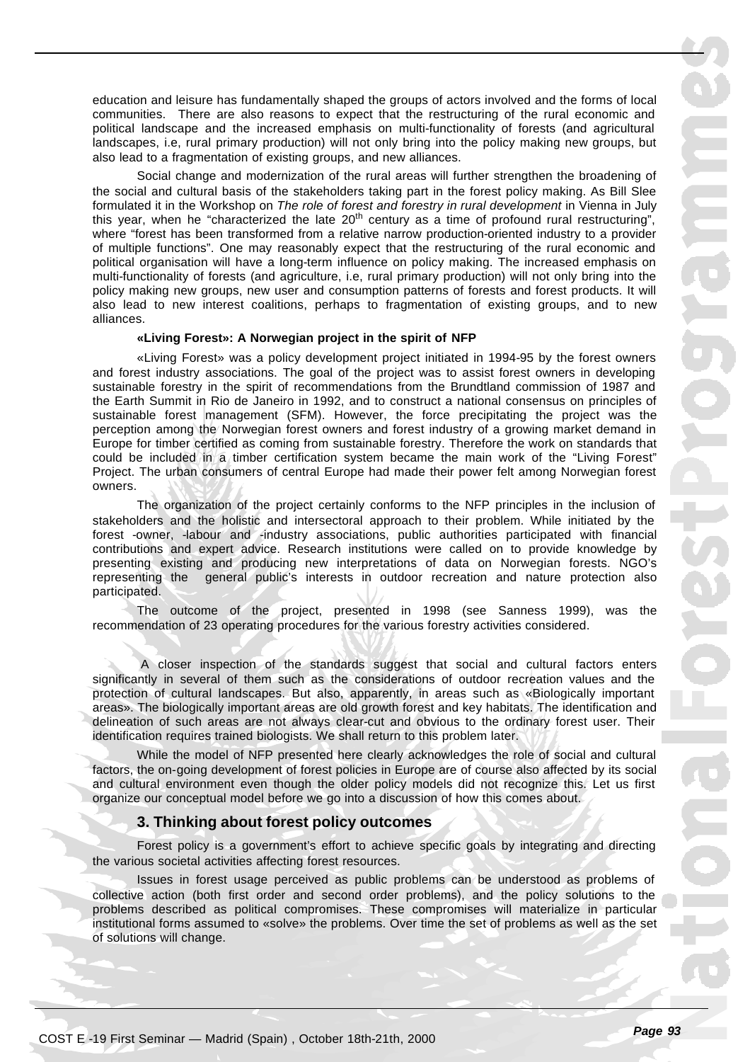education and leisure has fundamentally shaped the groups of actors involved and the forms of local communities. There are also reasons to expect that the restructuring of the rural economic and political landscape and the increased emphasis on multi-functionality of forests (and agricultural landscapes, i.e, rural primary production) will not only bring into the policy making new groups, but also lead to a fragmentation of existing groups, and new alliances.

Social change and modernization of the rural areas will further strengthen the broadening of the social and cultural basis of the stakeholders taking part in the forest policy making. As Bill Slee formulated it in the Workshop on *The role of forest and forestry in rural development* in Vienna in July this year, when he "characterized the late 20th century as a time of profound rural restructuring", where "forest has been transformed from a relative narrow production-oriented industry to a provider of multiple functions". One may reasonably expect that the restructuring of the rural economic and political organisation will have a long-term influence on policy making. The increased emphasis on multi-functionality of forests (and agriculture, i.e, rural primary production) will not only bring into the policy making new groups, new user and consumption patterns of forests and forest products. It will also lead to new interest coalitions, perhaps to fragmentation of existing groups, and to new alliances.

**«Living Forest»: A Norwegian project in the spirit of NFP**

«Living Forest» was a policy development project initiated in 1994-95 by the forest owners and forest industry associations. The goal of the project was to assist forest owners in developing sustainable forestry in the spirit of recommendations from the Brundtland commission of 1987 and the Earth Summit in Rio de Janeiro in 1992, and to construct a national consensus on principles of sustainable forest management (SFM). However, the force precipitating the project was the perception among the Norwegian forest owners and forest industry of a growing market demand in Europe for timber certified as coming from sustainable forestry. Therefore the work on standards that could be included in a timber certification system became the main work of the "Living Forest" Project. The urban consumers of central Europe had made their power felt among Norwegian forest owners.

The organization of the project certainly conforms to the NFP principles in the inclusion of stakeholders and the holistic and intersectoral approach to their problem. While initiated by the forest -owner, -labour and -industry associations, public authorities participated with financial contributions and expert advice. Research institutions were called on to provide knowledge by presenting existing and producing new interpretations of data on Norwegian forests. NGO's representing the general public's interests in outdoor recreation and nature protection also participated.

The outcome of the project, presented in 1998 (see Sanness 1999), was the recommendation of 23 operating procedures for the various forestry activities considered.

A closer inspection of the standards suggest that social and cultural factors enters significantly in several of them such as the considerations of outdoor recreation values and the protection of cultural landscapes. But also, apparently, in areas such as «Biologically important areas». The biologically important areas are old growth forest and key habitats. The identification and delineation of such areas are not always clear-cut and obvious to the ordinary forest user. Their identification requires trained biologists. We shall return to this problem later.

While the model of NFP presented here clearly acknowledges the role of social and cultural factors, the on-going development of forest policies in Europe are of course also affected by its social and cultural environment even though the older policy models did not recognize this. Let us first organize our conceptual model before we go into a discussion of how this comes about.

## 3. Thinking about forest policy outcomes

Forest policy is a government's effort to achieve specific goals by integrating and directing the various societal activities affecting forest resources.

Issues in forest usage perceived as public problems can be understood as problems of collective action (both first order and second order problems), and the policy solutions to the problems described as political compromises. These compromises will materialize in particular institutional forms assumed to «solve» the problems. Over time the set of problems as well as the set of solutions will change.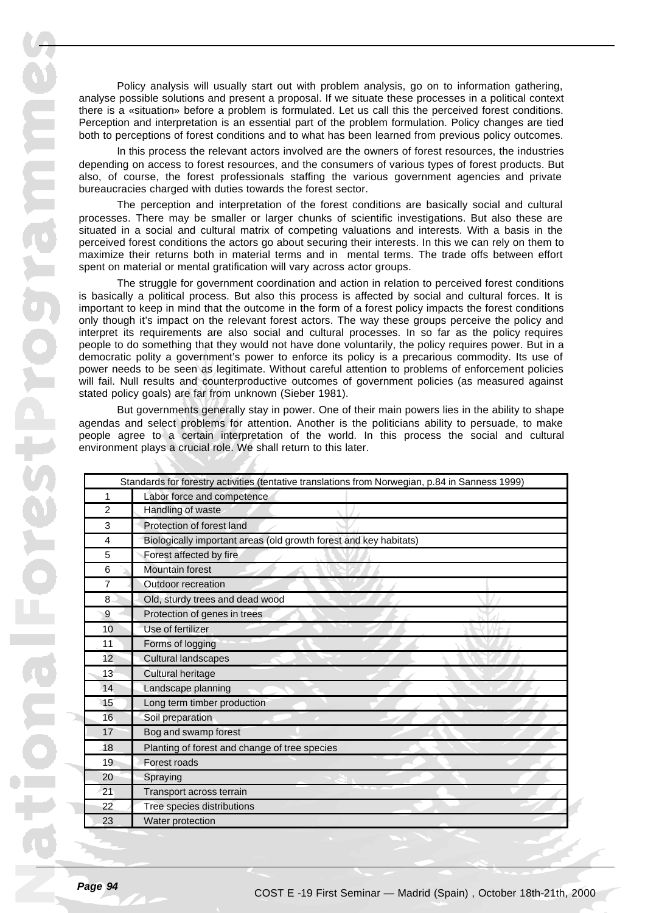Policy analysis will usually start out with problem analysis, go on to information gathering, analyse possible solutions and present a proposal. If we situate these processes in a political context there is a «situation» before a problem is formulated. Let us call this the perceived forest conditions. Perception and interpretation is an essential part of the problem formulation. Policy changes are tied both to perceptions of forest conditions and to what has been learned from previous policy outcomes.

In this process the relevant actors involved are the owners of forest resources, the industries depending on access to forest resources, and the consumers of various types of forest products. But also, of course, the forest professionals staffing the various government agencies and private bureaucracies charged with duties towards the forest sector.

The perception and interpretation of the forest conditions are basically social and cultural processes. There may be smaller or larger chunks of scientific investigations. But also these are situated in a social and cultural matrix of competing valuations and interests. With a basis in the perceived forest conditions the actors go about securing their interests. In this we can rely on them to maximize their returns both in material terms and in mental terms. The trade offs between effort spent on material or mental gratification will vary across actor groups.

The struggle for government coordination and action in relation to perceived forest conditions is basically a political process. But also this process is affected by social and cultural forces. It is important to keep in mind that the outcome in the form of a forest policy impacts the forest conditions only though it's impact on the relevant forest actors. The way these groups perceive the policy and interpret its requirements are also social and cultural processes. In so far as the policy requires people to do something that they would not have done voluntarily, the policy requires power. But in a democratic polity a government's power to enforce its policy is a precarious commodity. Its use of power needs to be seen as legitimate. Without careful attention to problems of enforcement policies will fail. Null results and counterproductive outcomes of government policies (as measured against stated policy goals) are far from unknown (Sieber 1981).

But governments generally stay in power. One of their main powers lies in the ability to shape agendas and select problems for attention. Another is the politicians ability to persuade, to make people agree to a certain interpretation of the world. In this process the social and cultural environment plays a crucial role. We shall return to this later.

| Standards for forestry activities (tentative translations from Norwegian, p.84 in Sanness 1999) | |
|---|---|
| 1 | Labor force and competence |
| 2 | Handling of waste |
| 3 | Protection of forest land |
| 4 | Biologically important areas (old growth forest and key habitats) |
| 5 | Forest affected by fire |
| 6 | Mountain forest |
| 7 | Outdoor recreation |
| 8 | Old, sturdy trees and dead wood |
| 9 | Protection of genes in trees |
| 10 | Use of fertilizer |
| 11 | Forms of logging |
| 12 | Cultural landscapes |
| 13 | Cultural heritage |
| 14 | Landscape planning |
| 15 | Long term timber production |
| 16 | Soil preparation |
| 17 | Bog and swamp forest |
| 18 | Planting of forest and change of tree species |
| 19 | Forest roads |
| 20 | Spraying |
| 21 | Transport across terrain |
| 22 | Tree species distributions |
| 23 | Water protection |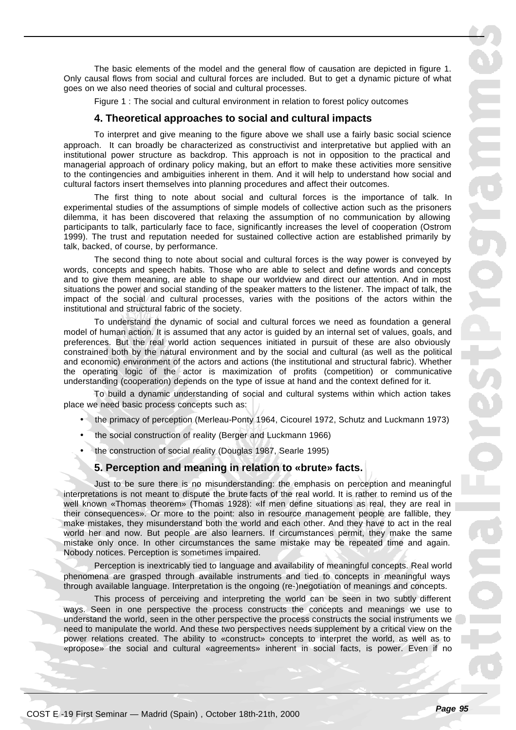The basic elements of the model and the general flow of causation are depicted in figure 1. Only causal flows from social and cultural forces are included. But to get a dynamic picture of what goes on we also need theories of social and cultural processes.

Figure 1 : The social and cultural environment in relation to forest policy outcomes

## 4. Theoretical approaches to social and cultural impacts

To interpret and give meaning to the figure above we shall use a fairly basic social science approach. It can broadly be characterized as constructivist and interpretative but applied with an institutional power structure as backdrop. This approach is not in opposition to the practical and managerial approach of ordinary policy making, but an effort to make these activities more sensitive to the contingencies and ambiguities inherent in them. And it will help to understand how social and cultural factors insert themselves into planning procedures and affect their outcomes.

The first thing to note about social and cultural forces is the importance of talk. In experimental studies of the assumptions of simple models of collective action such as the prisoners dilemma, it has been discovered that relaxing the assumption of no communication by allowing participants to talk, particularly face to face, significantly increases the level of cooperation (Ostrom 1999). The trust and reputation needed for sustained collective action are established primarily by talk, backed, of course, by performance.

The second thing to note about social and cultural forces is the way power is conveyed by words, concepts and speech habits. Those who are able to select and define words and concepts and to give them meaning, are able to shape our worldview and direct our attention. And in most situations the power and social standing of the speaker matters to the listener. The impact of talk, the impact of the social and cultural processes, varies with the positions of the actors within the institutional and structural fabric of the society.

To understand the dynamic of social and cultural forces we need as foundation a general model of human action. It is assumed that any actor is guided by an internal set of values, goals, and preferences. But the real world action sequences initiated in pursuit of these are also obviously constrained both by the natural environment and by the social and cultural (as well as the political and economic) environment of the actors and actions (the institutional and structural fabric). Whether the operating logic of the actor is maximization of profits (competition) or communicative understanding (cooperation) depends on the type of issue at hand and the context defined for it.

To build a dynamic understanding of social and cultural systems within which action takes place we need basic process concepts such as:

- the primacy of perception (Merleau-Ponty 1964, Cicourel 1972, Schutz and Luckmann 1973)
- the social construction of reality (Berger and Luckmann 1966)
- the construction of social reality (Douglas 1987, Searle 1995)

## 5. Perception and meaning in relation to «brute» facts.

Just to be sure there is no misunderstanding: the emphasis on perception and meaningful interpretations is not meant to dispute the brute facts of the real world. It is rather to remind us of the well known «Thomas theorem» (Thomas 1928): «If men define situations as real, they are real in their consequences». Or more to the point: also in resource management people are fallible, they make mistakes, they misunderstand both the world and each other. And they have to act in the real world her and now. But people are also learners. If circumstances permit, they make the same mistake only once. In other circumstances the same mistake may be repeated time and again. Nobody notices. Perception is sometimes impaired.

Perception is inextricably tied to language and availability of meaningful concepts. Real world phenomena are grasped through available instruments and tied to concepts in meaningful ways through available language. Interpretation is the ongoing (re-)negotiation of meanings and concepts.

This process of perceiving and interpreting the world can be seen in two subtly different ways. Seen in one perspective the process constructs the concepts and meanings we use to understand the world, seen in the other perspective the process constructs the social instruments we need to manipulate the world. And these two perspectives needs supplement by a critical view on the power relations created. The ability to «construct» concepts to interpret the world, as well as to «propose» the social and cultural «agreements» inherent in social facts, is power. Even if no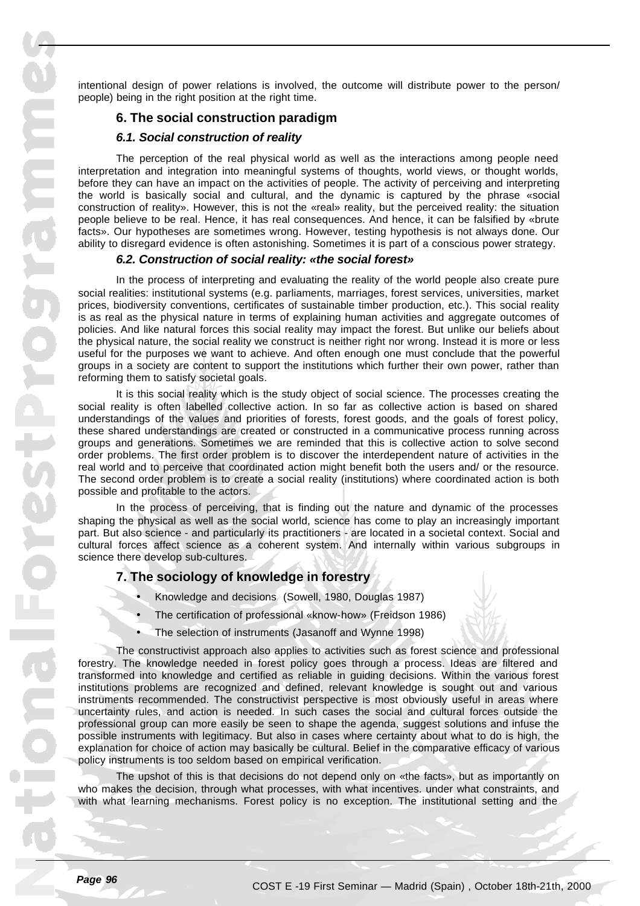intentional design of power relations is involved, the outcome will distribute power to the person/ people) being in the right position at the right time.

## 6. The social construction paradigm

### *6.1. Social construction of reality*

The perception of the real physical world as well as the interactions among people need interpretation and integration into meaningful systems of thoughts, world views, or thought worlds, before they can have an impact on the activities of people. The activity of perceiving and interpreting the world is basically social and cultural, and the dynamic is captured by the phrase «social construction of reality». However, this is not the «real» reality, but the perceived reality: the situation people believe to be real. Hence, it has real consequences. And hence, it can be falsified by «brute facts». Our hypotheses are sometimes wrong. However, testing hypothesis is not always done. Our ability to disregard evidence is often astonishing. Sometimes it is part of a conscious power strategy.

### *6.2. Construction of social reality: «the social forest»*

In the process of interpreting and evaluating the reality of the world people also create pure social realities: institutional systems (e.g. parliaments, marriages, forest services, universities, market prices, biodiversity conventions, certificates of sustainable timber production, etc.). This social reality is as real as the physical nature in terms of explaining human activities and aggregate outcomes of policies. And like natural forces this social reality may impact the forest. But unlike our beliefs about the physical nature, the social reality we construct is neither right nor wrong. Instead it is more or less useful for the purposes we want to achieve. And often enough one must conclude that the powerful groups in a society are content to support the institutions which further their own power, rather than reforming them to satisfy societal goals.

It is this social reality which is the study object of social science. The processes creating the social reality is often labelled collective action. In so far as collective action is based on shared understandings of the values and priorities of forests, forest goods, and the goals of forest policy, these shared understandings are created or constructed in a communicative process running across groups and generations. Sometimes we are reminded that this is collective action to solve second order problems. The first order problem is to discover the interdependent nature of activities in the real world and to perceive that coordinated action might benefit both the users and/ or the resource. The second order problem is to create a social reality (institutions) where coordinated action is both possible and profitable to the actors.

In the process of perceiving, that is finding out the nature and dynamic of the processes shaping the physical as well as the social world, science has come to play an increasingly important part. But also science - and particularly its practitioners - are located in a societal context. Social and cultural forces affect science as a coherent system. And internally within various subgroups in science there develop sub-cultures.

## 7. The sociology of knowledge in forestry

- Knowledge and decisions (Sowell, 1980, Douglas 1987)
- The certification of professional «know-how» (Freidson 1986)
- The selection of instruments (Jasanoff and Wynne 1998)

The constructivist approach also applies to activities such as forest science and professional forestry. The knowledge needed in forest policy goes through a process. Ideas are filtered and transformed into knowledge and certified as reliable in guiding decisions. Within the various forest institutions problems are recognized and defined, relevant knowledge is sought out and various instruments recommended. The constructivist perspective is most obviously useful in areas where uncertainty rules, and action is needed. In such cases the social and cultural forces outside the professional group can more easily be seen to shape the agenda, suggest solutions and infuse the possible instruments with legitimacy. But also in cases where certainty about what to do is high, the explanation for choice of action may basically be cultural. Belief in the comparative efficacy of various policy instruments is too seldom based on empirical verification.

The upshot of this is that decisions do not depend only on «the facts», but as importantly on who makes the decision, through what processes, with what incentives. under what constraints, and with what learning mechanisms. Forest policy is no exception. The institutional setting and the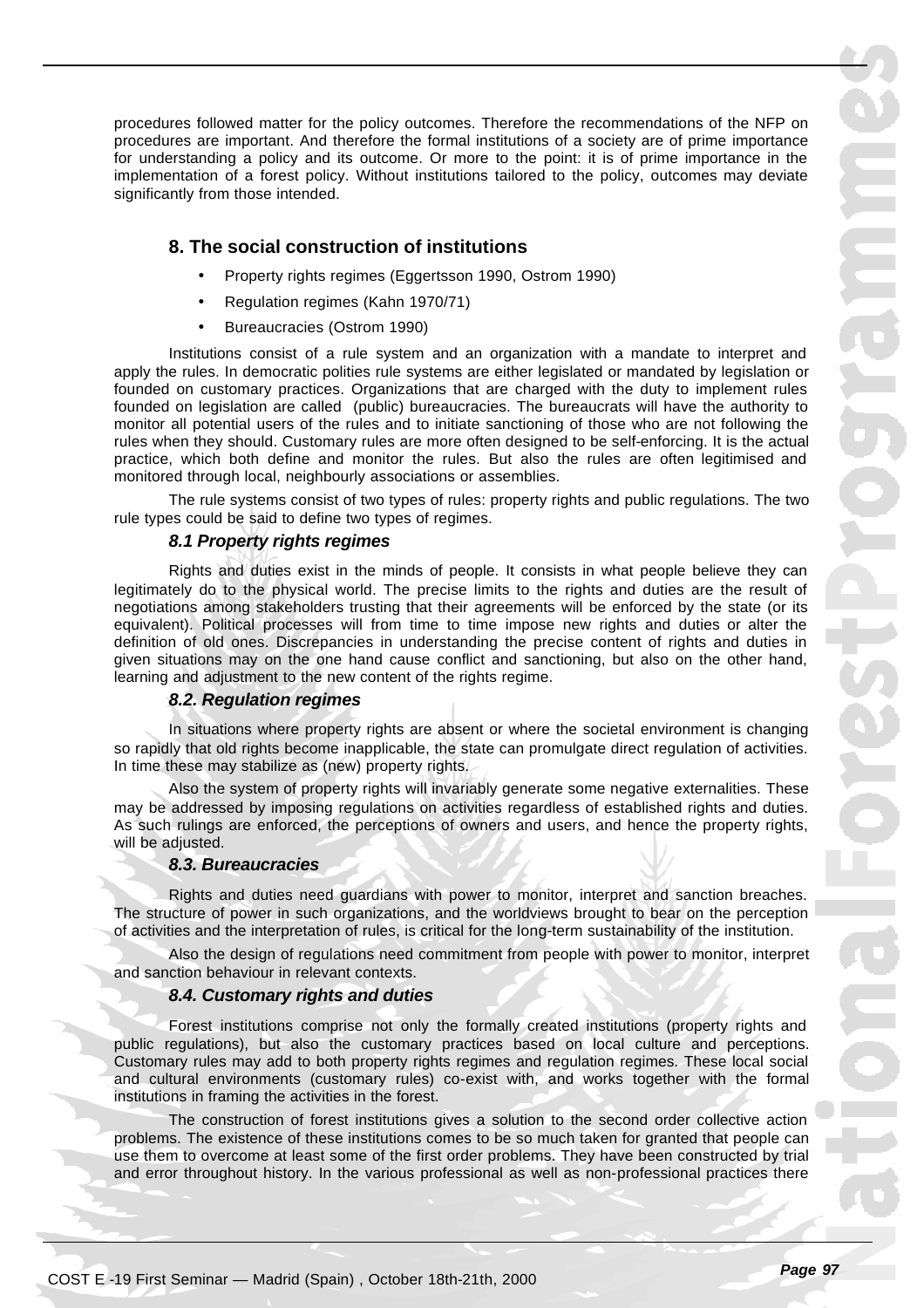procedures followed matter for the policy outcomes. Therefore the recommendations of the NFP on procedures are important. And therefore the formal institutions of a society are of prime importance for understanding a policy and its outcome. Or more to the point: it is of prime importance in the implementation of a forest policy. Without institutions tailored to the policy, outcomes may deviate significantly from those intended.

## 8. The social construction of institutions

- Property rights regimes (Eggertsson 1990, Ostrom 1990)
- Regulation regimes (Kahn 1970/71)
- Bureaucracies (Ostrom 1990)

Institutions consist of a rule system and an organization with a mandate to interpret and apply the rules. In democratic polities rule systems are either legislated or mandated by legislation or founded on customary practices. Organizations that are charged with the duty to implement rules founded on legislation are called (public) bureaucracies. The bureaucrats will have the authority to monitor all potential users of the rules and to initiate sanctioning of those who are not following the rules when they should. Customary rules are more often designed to be self-enforcing. It is the actual practice, which both define and monitor the rules. But also the rules are often legitimised and monitored through local, neighbourly associations or assemblies.

The rule systems consist of two types of rules: property rights and public regulations. The two rule types could be said to define two types of regimes.

### *8.1 Property rights regimes*

Rights and duties exist in the minds of people. It consists in what people believe they can legitimately do to the physical world. The precise limits to the rights and duties are the result of negotiations among stakeholders trusting that their agreements will be enforced by the state (or its equivalent). Political processes will from time to time impose new rights and duties or alter the definition of old ones. Discrepancies in understanding the precise content of rights and duties in given situations may on the one hand cause conflict and sanctioning, but also on the other hand, learning and adjustment to the new content of the rights regime.

### *8.2. Regulation regimes*

In situations where property rights are absent or where the societal environment is changing so rapidly that old rights become inapplicable, the state can promulgate direct regulation of activities. In time these may stabilize as (new) property rights.

Also the system of property rights will invariably generate some negative externalities. These may be addressed by imposing regulations on activities regardless of established rights and duties. As such rulings are enforced, the perceptions of owners and users, and hence the property rights, will be adjusted.

### *8.3. Bureaucracies*

Rights and duties need guardians with power to monitor, interpret and sanction breaches. The structure of power in such organizations, and the worldviews brought to bear on the perception of activities and the interpretation of rules, is critical for the long-term sustainability of the institution.

Also the design of regulations need commitment from people with power to monitor, interpret and sanction behaviour in relevant contexts.

### *8.4. Customary rights and duties*

Forest institutions comprise not only the formally created institutions (property rights and public regulations), but also the customary practices based on local culture and perceptions. Customary rules may add to both property rights regimes and regulation regimes. These local social and cultural environments (customary rules) co-exist with, and works together with the formal institutions in framing the activities in the forest.

The construction of forest institutions gives a solution to the second order collective action problems. The existence of these institutions comes to be so much taken for granted that people can use them to overcome at least some of the first order problems. They have been constructed by trial and error throughout history. In the various professional as well as non-professional practices there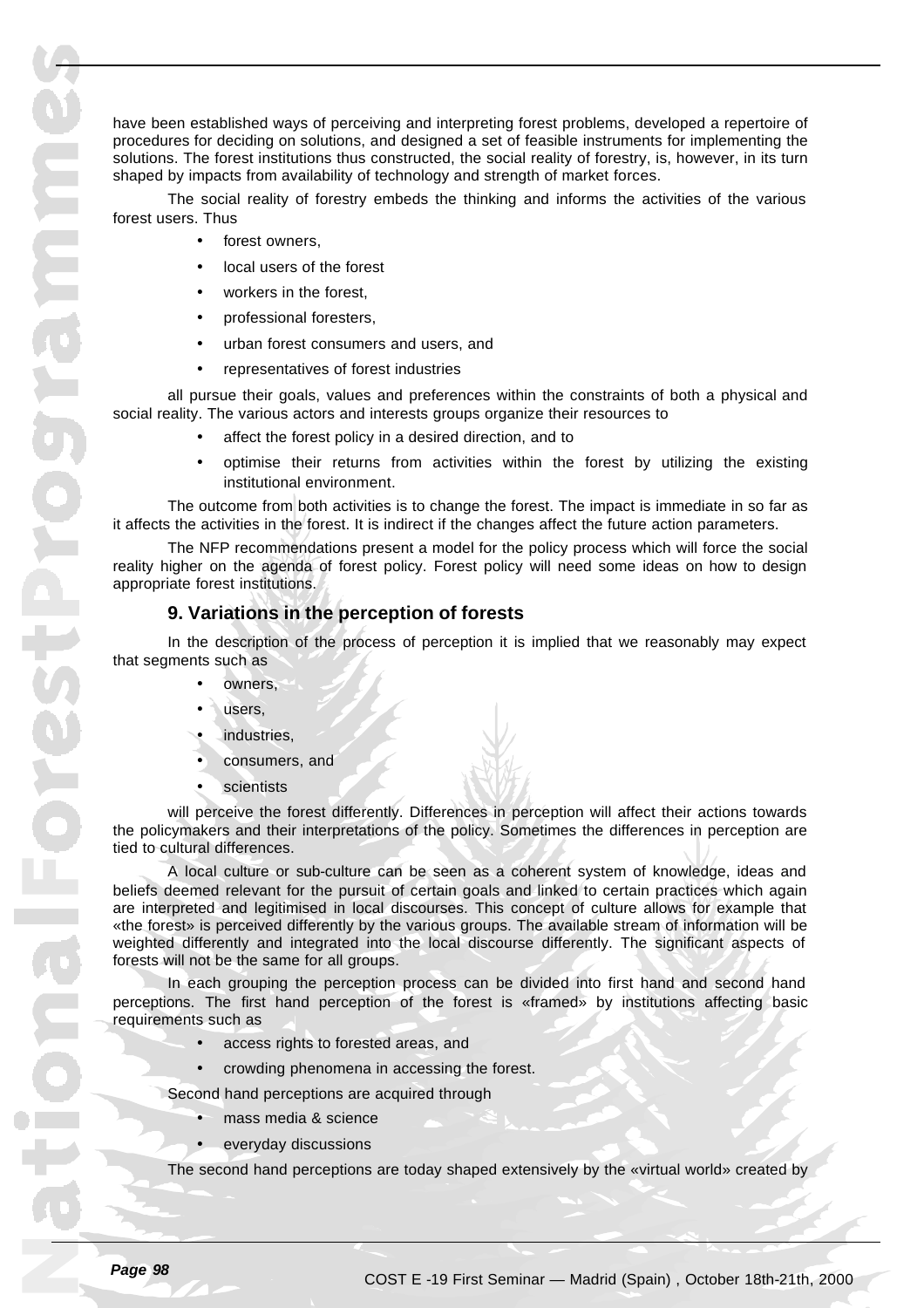have been established ways of perceiving and interpreting forest problems, developed a repertoire of procedures for deciding on solutions, and designed a set of feasible instruments for implementing the solutions. The forest institutions thus constructed, the social reality of forestry, is, however, in its turn shaped by impacts from availability of technology and strength of market forces.

The social reality of forestry embeds the thinking and informs the activities of the various forest users. Thus

- forest owners,
- local users of the forest
- workers in the forest,
- professional foresters,
- urban forest consumers and users, and
- representatives of forest industries

all pursue their goals, values and preferences within the constraints of both a physical and social reality. The various actors and interests groups organize their resources to

- affect the forest policy in a desired direction, and to
- optimise their returns from activities within the forest by utilizing the existing institutional environment.

The outcome from both activities is to change the forest. The impact is immediate in so far as it affects the activities in the forest. It is indirect if the changes affect the future action parameters.

The NFP recommendations present a model for the policy process which will force the social reality higher on the agenda of forest policy. Forest policy will need some ideas on how to design appropriate forest institutions.

## 9. Variations in the perception of forests

In the description of the process of perception it is implied that we reasonably may expect that segments such as

- owners,
- users,
- industries,
- consumers, and
- scientists

will perceive the forest differently. Differences in perception will affect their actions towards the policymakers and their interpretations of the policy. Sometimes the differences in perception are tied to cultural differences.

A local culture or sub-culture can be seen as a coherent system of knowledge, ideas and beliefs deemed relevant for the pursuit of certain goals and linked to certain practices which again are interpreted and legitimised in local discourses. This concept of culture allows for example that «the forest» is perceived differently by the various groups. The available stream of information will be weighted differently and integrated into the local discourse differently. The significant aspects of forests will not be the same for all groups.

In each grouping the perception process can be divided into first hand and second hand perceptions. The first hand perception of the forest is «framed» by institutions affecting basic requirements such as

- access rights to forested areas, and
- crowding phenomena in accessing the forest.

Second hand perceptions are acquired through

- mass media & science
- everyday discussions

The second hand perceptions are today shaped extensively by the «virtual world» created by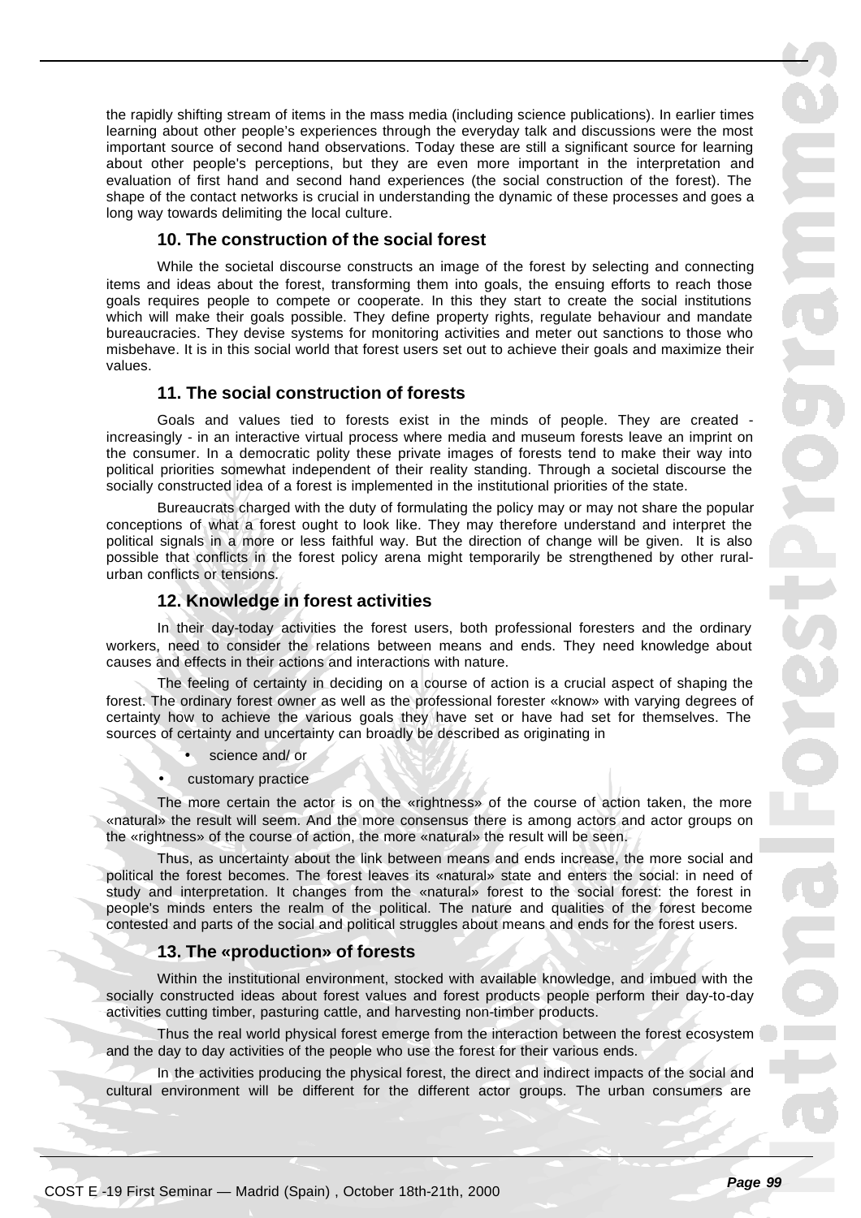the rapidly shifting stream of items in the mass media (including science publications). In earlier times learning about other people's experiences through the everyday talk and discussions were the most important source of second hand observations. Today these are still a significant source for learning about other people's perceptions, but they are even more important in the interpretation and evaluation of first hand and second hand experiences (the social construction of the forest). The shape of the contact networks is crucial in understanding the dynamic of these processes and goes a long way towards delimiting the local culture.

## 10. The construction of the social forest

While the societal discourse constructs an image of the forest by selecting and connecting items and ideas about the forest, transforming them into goals, the ensuing efforts to reach those goals requires people to compete or cooperate. In this they start to create the social institutions which will make their goals possible. They define property rights, regulate behaviour and mandate bureaucracies. They devise systems for monitoring activities and meter out sanctions to those who misbehave. It is in this social world that forest users set out to achieve their goals and maximize their values.

## 11. The social construction of forests

Goals and values tied to forests exist in the minds of people. They are created - increasingly - in an interactive virtual process where media and museum forests leave an imprint on the consumer. In a democratic polity these private images of forests tend to make their way into political priorities somewhat independent of their reality standing. Through a societal discourse the socially constructed idea of a forest is implemented in the institutional priorities of the state.

Bureaucrats charged with the duty of formulating the policy may or may not share the popular conceptions of what a forest ought to look like. They may therefore understand and interpret the political signals in a more or less faithful way. But the direction of change will be given. It is also possible that conflicts in the forest policy arena might temporarily be strengthened by other rural-urban conflicts or tensions.

## 12. Knowledge in forest activities

In their day-today activities the forest users, both professional foresters and the ordinary workers, need to consider the relations between means and ends. They need knowledge about causes and effects in their actions and interactions with nature.

The feeling of certainty in deciding on a course of action is a crucial aspect of shaping the forest. The ordinary forest owner as well as the professional forester «know» with varying degrees of certainty how to achieve the various goals they have set or have had set for themselves. The sources of certainty and uncertainty can broadly be described as originating in

- science and/ or
- customary practice

The more certain the actor is on the «rightness» of the course of action taken, the more «natural» the result will seem. And the more consensus there is among actors and actor groups on the «rightness» of the course of action, the more «natural» the result will be seen.

Thus, as uncertainty about the link between means and ends increase, the more social and political the forest becomes. The forest leaves its «natural» state and enters the social: in need of study and interpretation. It changes from the «natural» forest to the social forest: the forest in people's minds enters the realm of the political. The nature and qualities of the forest become contested and parts of the social and political struggles about means and ends for the forest users.

## 13. The «production» of forests

Within the institutional environment, stocked with available knowledge, and imbued with the socially constructed ideas about forest values and forest products people perform their day-to-day activities cutting timber, pasturing cattle, and harvesting non-timber products.

Thus the real world physical forest emerge from the interaction between the forest ecosystem and the day to day activities of the people who use the forest for their various ends.

In the activities producing the physical forest, the direct and indirect impacts of the social and cultural environment will be different for the different actor groups. The urban consumers are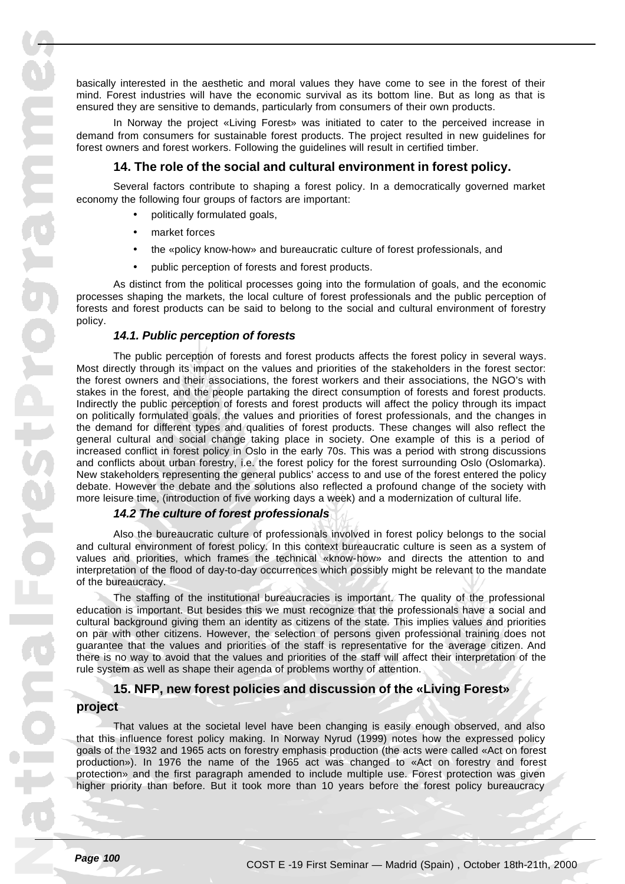basically interested in the aesthetic and moral values they have come to see in the forest of their mind. Forest industries will have the economic survival as its bottom line. But as long as that is ensured they are sensitive to demands, particularly from consumers of their own products.

In Norway the project «Living Forest» was initiated to cater to the perceived increase in demand from consumers for sustainable forest products. The project resulted in new guidelines for forest owners and forest workers. Following the guidelines will result in certified timber.

## 14. The role of the social and cultural environment in forest policy.

Several factors contribute to shaping a forest policy. In a democratically governed market economy the following four groups of factors are important:

- politically formulated goals,
- market forces
- the «policy know-how» and bureaucratic culture of forest professionals, and
- public perception of forests and forest products.

As distinct from the political processes going into the formulation of goals, and the economic processes shaping the markets, the local culture of forest professionals and the public perception of forests and forest products can be said to belong to the social and cultural environment of forestry policy.

### *14.1. Public perception of forests*

The public perception of forests and forest products affects the forest policy in several ways. Most directly through its impact on the values and priorities of the stakeholders in the forest sector: the forest owners and their associations, the forest workers and their associations, the NGO's with stakes in the forest, and the people partaking the direct consumption of forests and forest products. Indirectly the public perception of forests and forest products will affect the policy through its impact on politically formulated goals, the values and priorities of forest professionals, and the changes in the demand for different types and qualities of forest products. These changes will also reflect the general cultural and social change taking place in society. One example of this is a period of increased conflict in forest policy in Oslo in the early 70s. This was a period with strong discussions and conflicts about urban forestry, i.e. the forest policy for the forest surrounding Oslo (Oslomarka). New stakeholders representing the general publics' access to and use of the forest entered the policy debate. However the debate and the solutions also reflected a profound change of the society with more leisure time, (introduction of five working days a week) and a modernization of cultural life.

### *14.2 The culture of forest professionals*

Also the bureaucratic culture of professionals involved in forest policy belongs to the social and cultural environment of forest policy. In this context bureaucratic culture is seen as a system of values and priorities, which frames the technical «know-how» and directs the attention to and interpretation of the flood of day-to-day occurrences which possibly might be relevant to the mandate of the bureaucracy.

The staffing of the institutional bureaucracies is important. The quality of the professional education is important. But besides this we must recognize that the professionals have a social and cultural background giving them an identity as citizens of the state. This implies values and priorities on par with other citizens. However, the selection of persons given professional training does not guarantee that the values and priorities of the staff is representative for the average citizen. And there is no way to avoid that the values and priorities of the staff will affect their interpretation of the rule system as well as shape their agenda of problems worthy of attention.

## 15. NFP, new forest policies and discussion of the «Living Forest» project

That values at the societal level have been changing is easily enough observed, and also that this influence forest policy making. In Norway Nyrud (1999) notes how the expressed policy goals of the 1932 and 1965 acts on forestry emphasis production (the acts were called «Act on forest production»). In 1976 the name of the 1965 act was changed to «Act on forestry and forest protection» and the first paragraph amended to include multiple use. Forest protection was given higher priority than before. But it took more than 10 years before the forest policy bureaucracy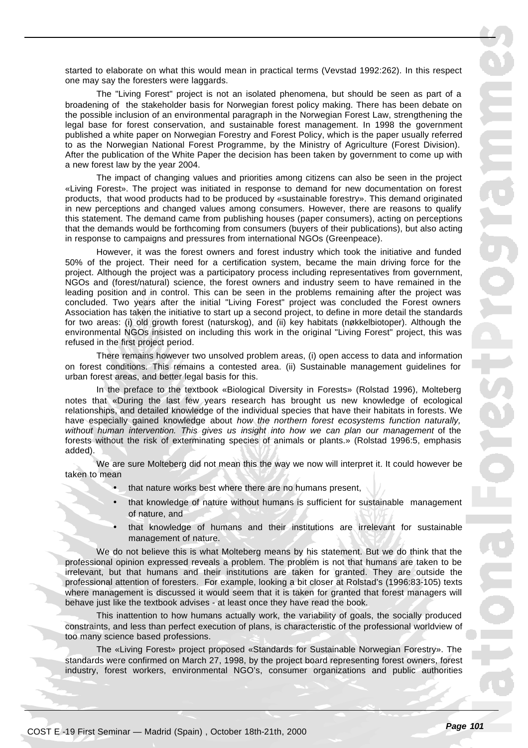started to elaborate on what this would mean in practical terms (Vevstad 1992:262). In this respect one may say the foresters were laggards.

The "Living Forest" project is not an isolated phenomena, but should be seen as part of a broadening of the stakeholder basis for Norwegian forest policy making. There has been debate on the possible inclusion of an environmental paragraph in the Norwegian Forest Law, strengthening the legal base for forest conservation, and sustainable forest management. In 1998 the government published a white paper on Norwegian Forestry and Forest Policy, which is the paper usually referred to as the Norwegian National Forest Programme, by the Ministry of Agriculture (Forest Division). After the publication of the White Paper the decision has been taken by government to come up with a new forest law by the year 2004.

The impact of changing values and priorities among citizens can also be seen in the project «Living Forest». The project was initiated in response to demand for new documentation on forest products, that wood products had to be produced by «sustainable forestry». This demand originated in new perceptions and changed values among consumers. However, there are reasons to qualify this statement. The demand came from publishing houses (paper consumers), acting on perceptions that the demands would be forthcoming from consumers (buyers of their publications), but also acting in response to campaigns and pressures from international NGOs (Greenpeace).

However, it was the forest owners and forest industry which took the initiative and funded 50% of the project. Their need for a certification system, became the main driving force for the project. Although the project was a participatory process including representatives from government, NGOs and (forest/natural) science, the forest owners and industry seem to have remained in the leading position and in control. This can be seen in the problems remaining after the project was concluded. Two years after the initial "Living Forest" project was concluded the Forest owners Association has taken the initiative to start up a second project, to define in more detail the standards for two areas: (i) old growth forest (naturskog), and (ii) key habitats (nøkkelbiotoper). Although the environmental NGOs insisted on including this work in the original "Living Forest" project, this was refused in the first project period.

There remains however two unsolved problem areas, (i) open access to data and information on forest conditions. This remains a contested area. (ii) Sustainable management guidelines for urban forest areas, and better legal basis for this.

In the preface to the textbook «Biological Diversity in Forests» (Rolstad 1996), Molteberg notes that «During the last few years research has brought us new knowledge of ecological relationships, and detailed knowledge of the individual species that have their habitats in forests. We have especially gained knowledge about *how the northern forest ecosystems function naturally, without human intervention. This gives us insight into how we can plan our management* of the forests without the risk of exterminating species of animals or plants.» (Rolstad 1996:5, emphasis added).

We are sure Molteberg did not mean this the way we now will interpret it. It could however be taken to mean

- that nature works best where there are no humans present,
- that knowledge of nature without humans is sufficient for sustainable management of nature, and
- that knowledge of humans and their institutions are irrelevant for sustainable management of nature.

We do not believe this is what Molteberg means by his statement. But we do think that the professional opinion expressed reveals a problem. The problem is not that humans are taken to be irrelevant, but that humans and their institutions are taken for granted. They are outside the professional attention of foresters. For example, looking a bit closer at Rolstad's (1996:83-105) texts where management is discussed it would seem that it is taken for granted that forest managers will behave just like the textbook advises - at least once they have read the book.

This inattention to how humans actually work, the variability of goals, the socially produced constraints, and less than perfect execution of plans, is characteristic of the professional worldview of too many science based professions.

The «Living Forest» project proposed «Standards for Sustainable Norwegian Forestry». The standards were confirmed on March 27, 1998, by the project board representing forest owners, forest industry, forest workers, environmental NGO's, consumer organizations and public authorities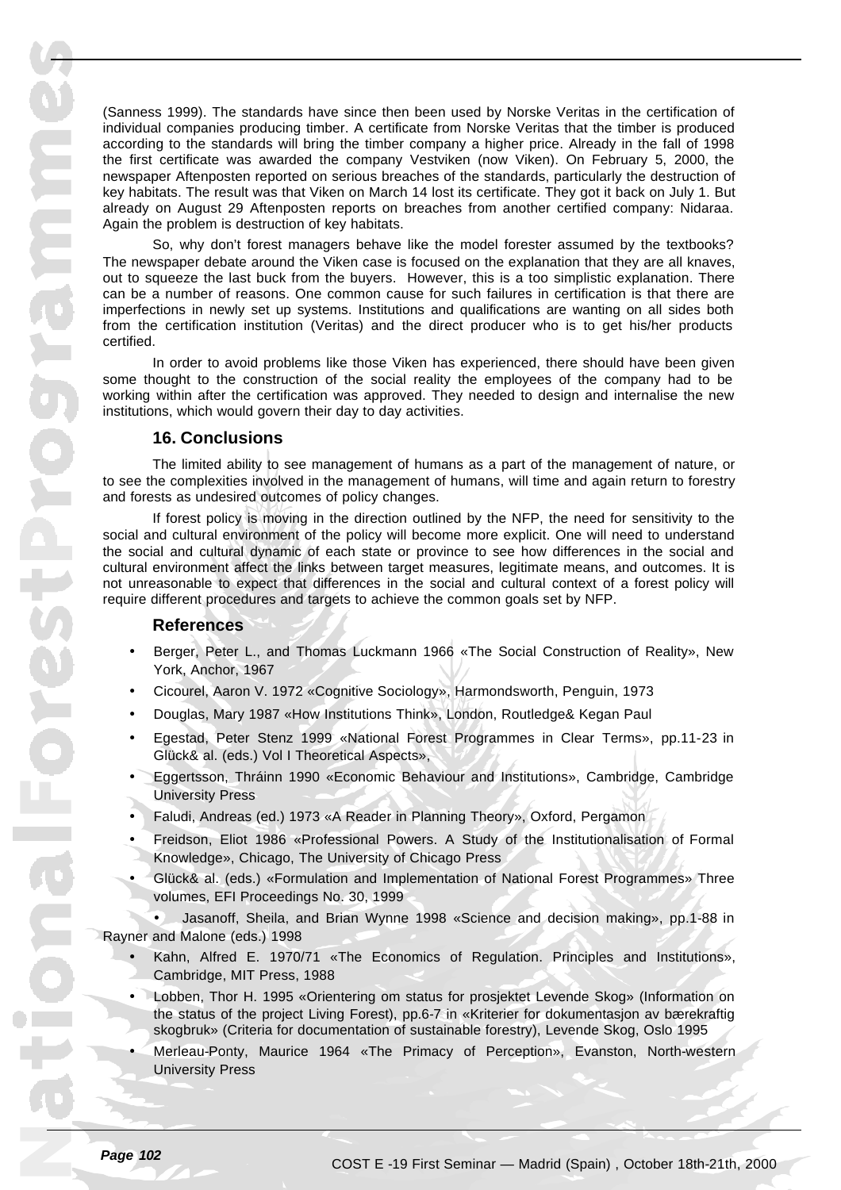(Sanness 1999). The standards have since then been used by Norske Veritas in the certification of individual companies producing timber. A certificate from Norske Veritas that the timber is produced according to the standards will bring the timber company a higher price. Already in the fall of 1998 the first certificate was awarded the company Vestviken (now Viken). On February 5, 2000, the newspaper Aftenposten reported on serious breaches of the standards, particularly the destruction of key habitats. The result was that Viken on March 14 lost its certificate. They got it back on July 1. But already on August 29 Aftenposten reports on breaches from another certified company: Nidaraa. Again the problem is destruction of key habitats.

So, why don't forest managers behave like the model forester assumed by the textbooks? The newspaper debate around the Viken case is focused on the explanation that they are all knaves, out to squeeze the last buck from the buyers. However, this is a too simplistic explanation. There can be a number of reasons. One common cause for such failures in certification is that there are imperfections in newly set up systems. Institutions and qualifications are wanting on all sides both from the certification institution (Veritas) and the direct producer who is to get his/her products certified.

In order to avoid problems like those Viken has experienced, there should have been given some thought to the construction of the social reality the employees of the company had to be working within after the certification was approved. They needed to design and internalise the new institutions, which would govern their day to day activities.

### 16. Conclusions

The limited ability to see management of humans as a part of the management of nature, or to see the complexities involved in the management of humans, will time and again return to forestry and forests as undesired outcomes of policy changes.

If forest policy is moving in the direction outlined by the NFP, the need for sensitivity to the social and cultural environment of the policy will become more explicit. One will need to understand the social and cultural dynamic of each state or province to see how differences in the social and cultural environment affect the links between target measures, legitimate means, and outcomes. It is not unreasonable to expect that differences in the social and cultural context of a forest policy will require different procedures and targets to achieve the common goals set by NFP.

### References

- Berger, Peter L., and Thomas Luckmann 1966 «The Social Construction of Reality», New York, Anchor, 1967
- Cicourel, Aaron V. 1972 «Cognitive Sociology», Harmondsworth, Penguin, 1973
- Douglas, Mary 1987 «How Institutions Think», London, Routledge& Kegan Paul
- Egestad, Peter Stenz 1999 «National Forest Programmes in Clear Terms», pp.11-23 in Glück& al. (eds.) Vol I Theoretical Aspects»,
- Eggertsson, Thráinn 1990 «Economic Behaviour and Institutions», Cambridge, Cambridge University Press
- Faludi, Andreas (ed.) 1973 «A Reader in Planning Theory», Oxford, Pergamon
- Freidson, Eliot 1986 «Professional Powers. A Study of the Institutionalisation of Formal Knowledge», Chicago, The University of Chicago Press
- Glück& al. (eds.) «Formulation and Implementation of National Forest Programmes» Three volumes, EFI Proceedings No. 30, 1999
- Jasanoff, Sheila, and Brian Wynne 1998 «Science and decision making», pp.1-88 in Rayner and Malone (eds.) 1998
- Kahn, Alfred E. 1970/71 «The Economics of Regulation. Principles and Institutions», Cambridge, MIT Press, 1988
- Lobben, Thor H. 1995 «Orientering om status for prosjektet Levende Skog» (Information on the status of the project Living Forest), pp.6-7 in «Kriterier for dokumentasjon av bærekraftig skogbruk» (Criteria for documentation of sustainable forestry), Levende Skog, Oslo 1995
- Merleau-Ponty, Maurice 1964 «The Primacy of Perception», Evanston, North-western University Press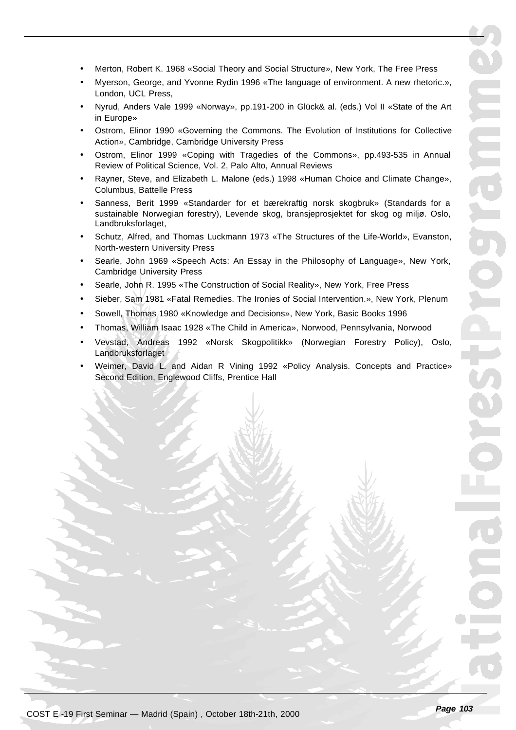- Merton, Robert K. 1968 «Social Theory and Social Structure», New York, The Free Press
- Myerson, George, and Yvonne Rydin 1996 «The language of environment. A new rhetoric.», London, UCL Press,
- Nyrud, Anders Vale 1999 «Norway», pp.191-200 in Glück& al. (eds.) Vol II «State of the Art in Europe»
- Ostrom, Elinor 1990 «Governing the Commons. The Evolution of Institutions for Collective Action», Cambridge, Cambridge University Press
- Ostrom, Elinor 1999 «Coping with Tragedies of the Commons», pp.493-535 in Annual Review of Political Science, Vol. 2, Palo Alto, Annual Reviews
- Rayner, Steve, and Elizabeth L. Malone (eds.) 1998 «Human Choice and Climate Change», Columbus, Battelle Press
- Sanness, Berit 1999 «Standarder for et bærekraftig norsk skogbruk» (Standards for a sustainable Norwegian forestry), Levende skog, bransjeprosjektet for skog og miljø. Oslo, Landbruksforlaget,
- Schutz, Alfred, and Thomas Luckmann 1973 «The Structures of the Life-World», Evanston, North-western University Press
- Searle, John 1969 «Speech Acts: An Essay in the Philosophy of Language», New York, Cambridge University Press
- Searle, John R. 1995 «The Construction of Social Reality», New York, Free Press
- Sieber, Sam 1981 «Fatal Remedies. The Ironies of Social Intervention.», New York, Plenum
- Sowell, Thomas 1980 «Knowledge and Decisions», New York, Basic Books 1996
- Thomas, William Isaac 1928 «The Child in America», Norwood, Pennsylvania, Norwood
- Vevstad, Andreas 1992 «Norsk Skogpolitikk» (Norwegian Forestry Policy), Oslo, Landbruksforlaget
- Weimer, David L. and Aidan R Vining 1992 «Policy Analysis. Concepts and Practice» Second Edition, Englewood Cliffs, Prentice Hall